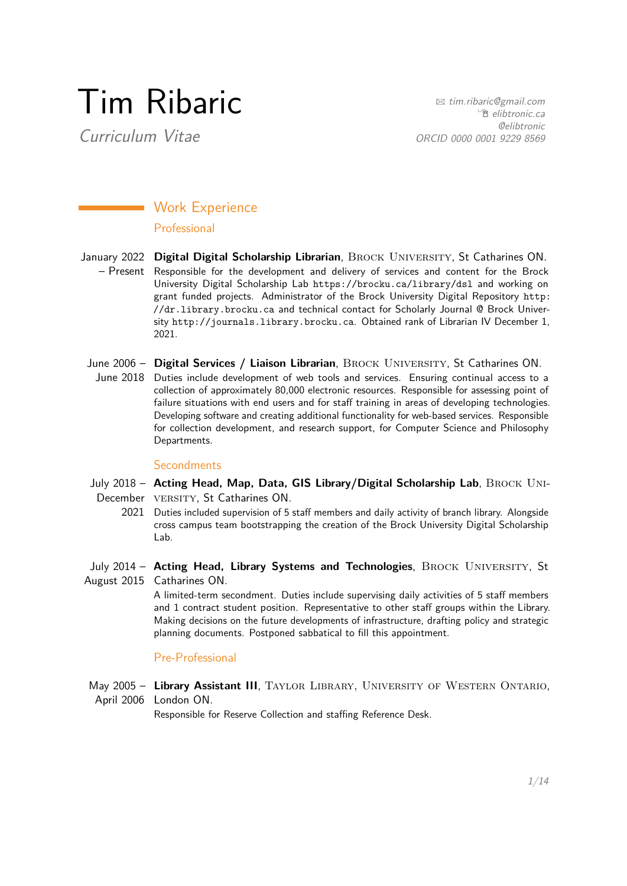# Tim Ribaric

*Curriculum Vitae*

tim.ribaric@gmail.com
elibtronic.ca
@elibtronic
ORCID 0000 0001 9229 8569

## Work Experience

### Professional

**January 2022 – Present**
**Digital Digital Scholarship Librarian**, Brock University, St Catharines ON.
Responsible for the development and delivery of services and content for the Brock University Digital Scholarship Lab `https://brocku.ca/library/dsl` and working on grant funded projects. Administrator of the Brock University Digital Repository `http://dr.library.brocku.ca` and technical contact for Scholarly Journal @ Brock University `http://journals.library.brocku.ca`. Obtained rank of Librarian IV December 1, 2021.

**June 2006 – June 2018**
**Digital Services / Liaison Librarian**, Brock University, St Catharines ON.
Duties include development of web tools and services. Ensuring continual access to a collection of approximately 80,000 electronic resources. Responsible for assessing point of failure situations with end users and for staff training in areas of developing technologies. Developing software and creating additional functionality for web-based services. Responsible for collection development, and research support, for Computer Science and Philosophy Departments.

### Secondments

**July 2018 – December 2021**
**Acting Head, Map, Data, GIS Library/Digital Scholarship Lab**, Brock University, St Catharines ON.
Duties included supervision of 5 staff members and daily activity of branch library. Alongside cross campus team bootstrapping the creation of the Brock University Digital Scholarship Lab.

**July 2014 – August 2015**
**Acting Head, Library Systems and Technologies**, Brock University, St Catharines ON.
A limited-term secondment. Duties include supervising daily activities of 5 staff members and 1 contract student position. Representative to other staff groups within the Library. Making decisions on the future developments of infrastructure, drafting policy and strategic planning documents. Postponed sabbatical to fill this appointment.

### Pre-Professional

**May 2005 – April 2006**
**Library Assistant III**, Taylor Library, University of Western Ontario, London ON.
Responsible for Reserve Collection and staffing Reference Desk.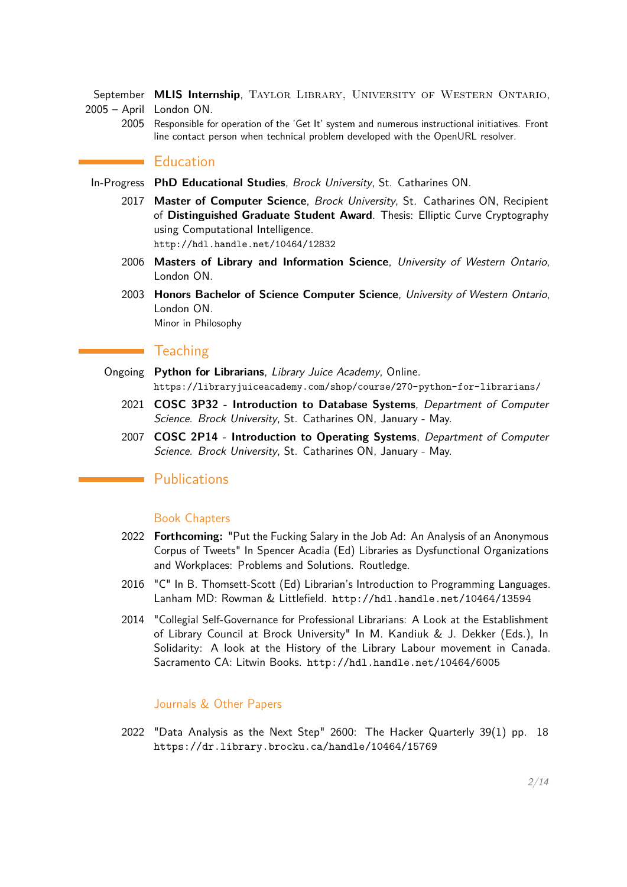September 2005 – April 2005 **MLIS Internship**, Taylor Library, University of Western Ontario, London ON.
Responsible for operation of the 'Get It' system and numerous instructional initiatives. Front line contact person when technical problem developed with the OpenURL resolver.

## Education

In-Progress **PhD Educational Studies**, *Brock University*, St. Catharines ON.

2017 **Master of Computer Science**, *Brock University*, St. Catharines ON, Recipient of **Distinguished Graduate Student Award**. Thesis: Elliptic Curve Cryptography using Computational Intelligence.
http://hdl.handle.net/10464/12832

2006 **Masters of Library and Information Science**, *University of Western Ontario*, London ON.

2003 **Honors Bachelor of Science Computer Science**, *University of Western Ontario*, London ON.
Minor in Philosophy

## Teaching

Ongoing **Python for Librarians**, *Library Juice Academy*, Online.
https://libraryjuiceacademy.com/shop/course/270-python-for-librarians/

2021 **COSC 3P32 - Introduction to Database Systems**, *Department of Computer Science. Brock University*, St. Catharines ON, January - May.

2007 **COSC 2P14 - Introduction to Operating Systems**, *Department of Computer Science. Brock University*, St. Catharines ON, January - May.

## Publications

### Book Chapters

2022 **Forthcoming:** "Put the Fucking Salary in the Job Ad: An Analysis of an Anonymous Corpus of Tweets" In Spencer Acadia (Ed) Libraries as Dysfunctional Organizations and Workplaces: Problems and Solutions. Routledge.

2016 "C" In B. Thomsett-Scott (Ed) Librarian's Introduction to Programming Languages. Lanham MD: Rowman & Littlefield. http://hdl.handle.net/10464/13594

2014 "Collegial Self-Governance for Professional Librarians: A Look at the Establishment of Library Council at Brock University" In M. Kandiuk & J. Dekker (Eds.), In Solidarity: A look at the History of the Library Labour movement in Canada. Sacramento CA: Litwin Books. http://hdl.handle.net/10464/6005

### Journals & Other Papers

2022 "Data Analysis as the Next Step" 2600: The Hacker Quarterly 39(1) pp. 18
https://dr.library.brocku.ca/handle/10464/15769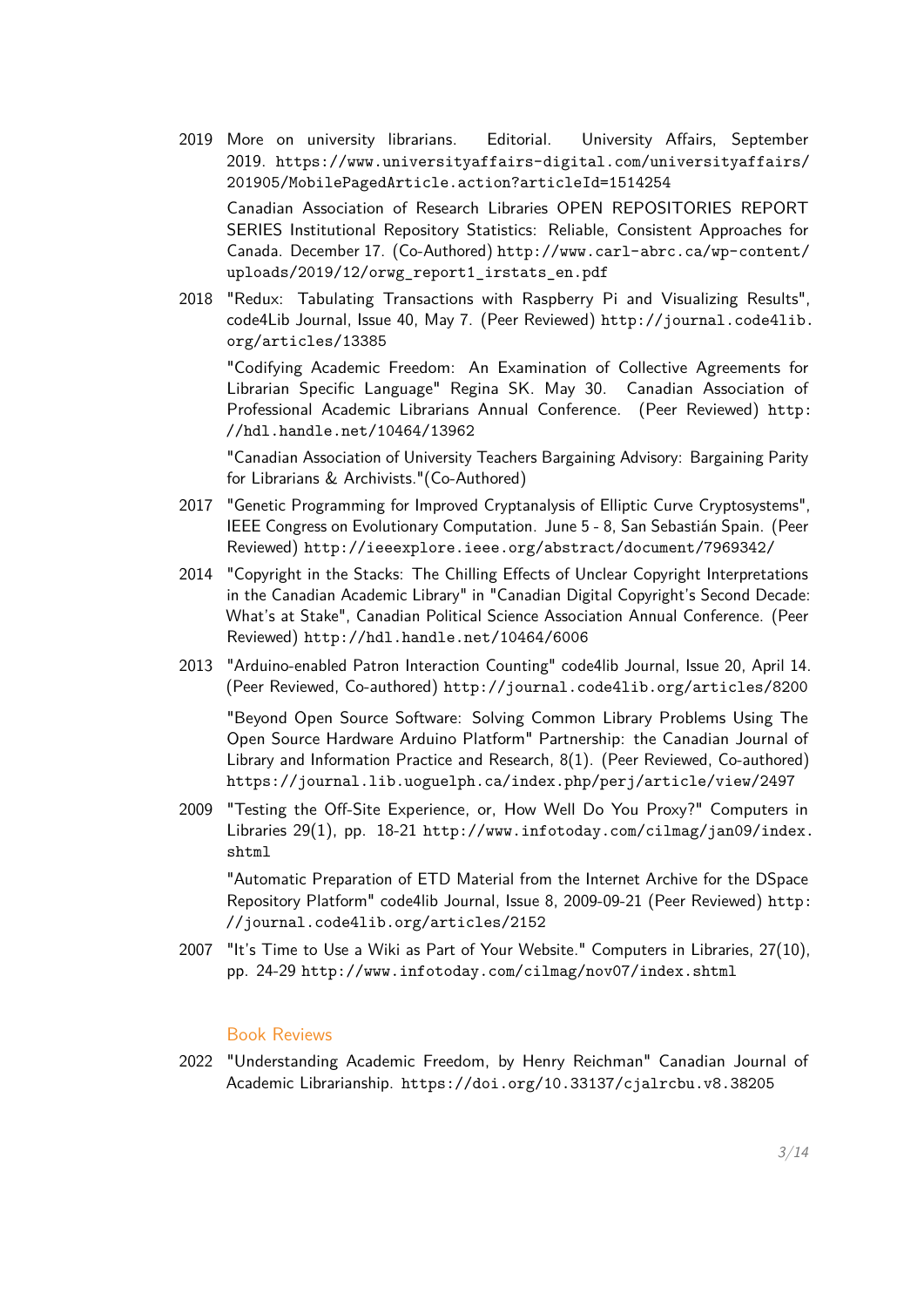2019 More on university librarians. Editorial. University Affairs, September 2019. https://www.universityaffairs-digital.com/universityaffairs/201905/MobilePagedArticle.action?articleId=1514254

Canadian Association of Research Libraries OPEN REPOSITORIES REPORT SERIES Institutional Repository Statistics: Reliable, Consistent Approaches for Canada. December 17. (Co-Authored) http://www.carl-abrc.ca/wp-content/uploads/2019/12/orwg_report1_irstats_en.pdf

2018 "Redux: Tabulating Transactions with Raspberry Pi and Visualizing Results", code4Lib Journal, Issue 40, May 7. (Peer Reviewed) http://journal.code4lib.org/articles/13385

"Codifying Academic Freedom: An Examination of Collective Agreements for Librarian Specific Language" Regina SK. May 30. Canadian Association of Professional Academic Librarians Annual Conference. (Peer Reviewed) http://hdl.handle.net/10464/13962

"Canadian Association of University Teachers Bargaining Advisory: Bargaining Parity for Librarians & Archivists."(Co-Authored)

2017 "Genetic Programming for Improved Cryptanalysis of Elliptic Curve Cryptosystems", IEEE Congress on Evolutionary Computation. June 5 - 8, San Sebastián Spain. (Peer Reviewed) http://ieeexplore.ieee.org/abstract/document/7969342/

2014 "Copyright in the Stacks: The Chilling Effects of Unclear Copyright Interpretations in the Canadian Academic Library" in "Canadian Digital Copyright's Second Decade: What's at Stake", Canadian Political Science Association Annual Conference. (Peer Reviewed) http://hdl.handle.net/10464/6006

2013 "Arduino-enabled Patron Interaction Counting" code4lib Journal, Issue 20, April 14. (Peer Reviewed, Co-authored) http://journal.code4lib.org/articles/8200

"Beyond Open Source Software: Solving Common Library Problems Using The Open Source Hardware Arduino Platform" Partnership: the Canadian Journal of Library and Information Practice and Research, 8(1). (Peer Reviewed, Co-authored) https://journal.lib.uoguelph.ca/index.php/perj/article/view/2497

2009 "Testing the Off-Site Experience, or, How Well Do You Proxy?" Computers in Libraries 29(1), pp. 18-21 http://www.infotoday.com/cilmag/jan09/index.shtml

"Automatic Preparation of ETD Material from the Internet Archive for the DSpace Repository Platform" code4lib Journal, Issue 8, 2009-09-21 (Peer Reviewed) http://journal.code4lib.org/articles/2152

2007 "It's Time to Use a Wiki as Part of Your Website." Computers in Libraries, 27(10), pp. 24-29 http://www.infotoday.com/cilmag/nov07/index.shtml

### Book Reviews

2022 "Understanding Academic Freedom, by Henry Reichman" Canadian Journal of Academic Librarianship. https://doi.org/10.33137/cjalrcbu.v8.38205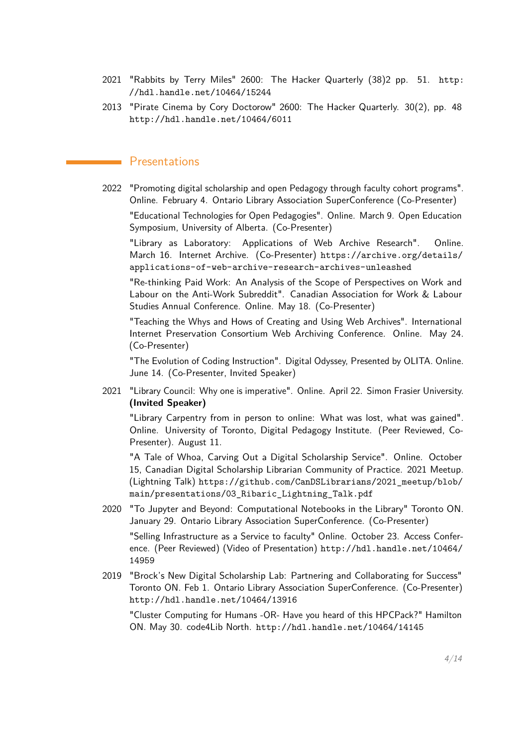2021 "Rabbits by Terry Miles" 2600: The Hacker Quarterly (38)2 pp. 51. http://hdl.handle.net/10464/15244

2013 "Pirate Cinema by Cory Doctorow" 2600: The Hacker Quarterly. 30(2), pp. 48 http://hdl.handle.net/10464/6011

## Presentations

**2022**

"Promoting digital scholarship and open Pedagogy through faculty cohort programs". Online. February 4. Ontario Library Association SuperConference (Co-Presenter)

"Educational Technologies for Open Pedagogies". Online. March 9. Open Education Symposium, University of Alberta. (Co-Presenter)

"Library as Laboratory: Applications of Web Archive Research". Online. March 16. Internet Archive. (Co-Presenter) https://archive.org/details/applications-of-web-archive-research-archives-unleashed

"Re-thinking Paid Work: An Analysis of the Scope of Perspectives on Work and Labour on the Anti-Work Subreddit". Canadian Association for Work & Labour Studies Annual Conference. Online. May 18. (Co-Presenter)

"Teaching the Whys and Hows of Creating and Using Web Archives". International Internet Preservation Consortium Web Archiving Conference. Online. May 24. (Co-Presenter)

"The Evolution of Coding Instruction". Digital Odyssey, Presented by OLITA. Online. June 14. (Co-Presenter, Invited Speaker)

**2021**

"Library Council: Why one is imperative". Online. April 22. Simon Frasier University. **(Invited Speaker)**

"Library Carpentry from in person to online: What was lost, what was gained". Online. University of Toronto, Digital Pedagogy Institute. (Peer Reviewed, Co-Presenter). August 11.

"A Tale of Whoa, Carving Out a Digital Scholarship Service". Online. October 15, Canadian Digital Scholarship Librarian Community of Practice. 2021 Meetup. (Lightning Talk) https://github.com/CanDSLibrarians/2021_meetup/blob/main/presentations/03_Ribaric_Lightning_Talk.pdf

**2020**

"To Jupyter and Beyond: Computational Notebooks in the Library" Toronto ON. January 29. Ontario Library Association SuperConference. (Co-Presenter)

"Selling Infrastructure as a Service to faculty" Online. October 23. Access Conference. (Peer Reviewed) (Video of Presentation) http://hdl.handle.net/10464/14959

**2019**

"Brock's New Digital Scholarship Lab: Partnering and Collaborating for Success" Toronto ON. Feb 1. Ontario Library Association SuperConference. (Co-Presenter) http://hdl.handle.net/10464/13916

"Cluster Computing for Humans -OR- Have you heard of this HPCPack?" Hamilton ON. May 30. code4Lib North. http://hdl.handle.net/10464/14145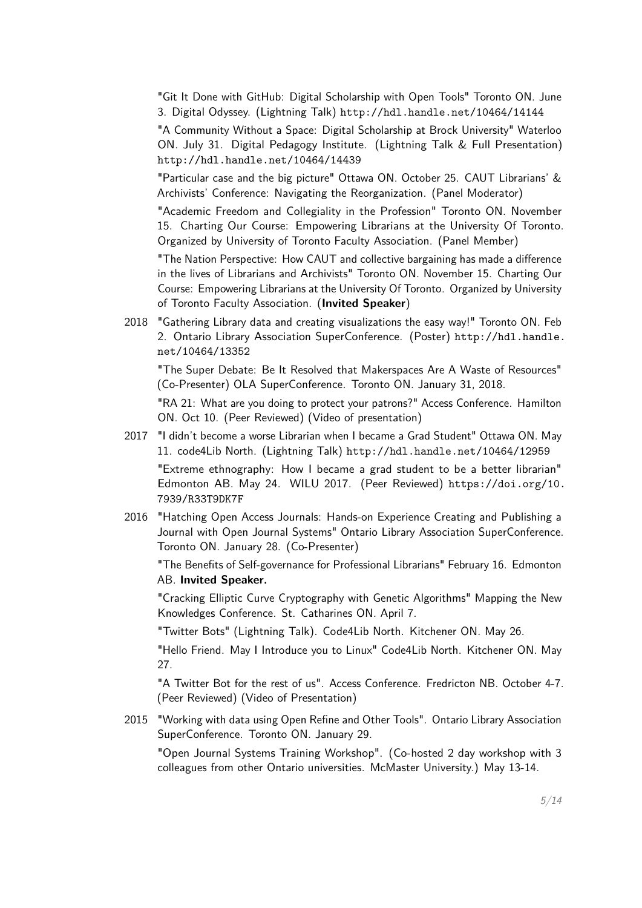"Git It Done with GitHub: Digital Scholarship with Open Tools" Toronto ON. June 3. Digital Odyssey. (Lightning Talk) http://hdl.handle.net/10464/14144

"A Community Without a Space: Digital Scholarship at Brock University" Waterloo ON. July 31. Digital Pedagogy Institute. (Lightning Talk & Full Presentation) http://hdl.handle.net/10464/14439

"Particular case and the big picture" Ottawa ON. October 25. CAUT Librarians' & Archivists' Conference: Navigating the Reorganization. (Panel Moderator)

"Academic Freedom and Collegiality in the Profession" Toronto ON. November 15. Charting Our Course: Empowering Librarians at the University Of Toronto. Organized by University of Toronto Faculty Association. (Panel Member)

"The Nation Perspective: How CAUT and collective bargaining has made a difference in the lives of Librarians and Archivists" Toronto ON. November 15. Charting Our Course: Empowering Librarians at the University Of Toronto. Organized by University of Toronto Faculty Association. (**Invited Speaker**)

2018 "Gathering Library data and creating visualizations the easy way!" Toronto ON. Feb 2. Ontario Library Association SuperConference. (Poster) http://hdl.handle.net/10464/13352

"The Super Debate: Be It Resolved that Makerspaces Are A Waste of Resources" (Co-Presenter) OLA SuperConference. Toronto ON. January 31, 2018.

"RA 21: What are you doing to protect your patrons?" Access Conference. Hamilton ON. Oct 10. (Peer Reviewed) (Video of presentation)

2017 "I didn't become a worse Librarian when I became a Grad Student" Ottawa ON. May 11. code4Lib North. (Lightning Talk) http://hdl.handle.net/10464/12959

"Extreme ethnography: How I became a grad student to be a better librarian" Edmonton AB. May 24. WILU 2017. (Peer Reviewed) https://doi.org/10.7939/R33T9DK7F

2016 "Hatching Open Access Journals: Hands-on Experience Creating and Publishing a Journal with Open Journal Systems" Ontario Library Association SuperConference. Toronto ON. January 28. (Co-Presenter)

"The Benefits of Self-governance for Professional Librarians" February 16. Edmonton AB. **Invited Speaker.**

"Cracking Elliptic Curve Cryptography with Genetic Algorithms" Mapping the New Knowledges Conference. St. Catharines ON. April 7.

"Twitter Bots" (Lightning Talk). Code4Lib North. Kitchener ON. May 26.

"Hello Friend. May I Introduce you to Linux" Code4Lib North. Kitchener ON. May 27.

"A Twitter Bot for the rest of us". Access Conference. Fredricton NB. October 4-7. (Peer Reviewed) (Video of Presentation)

2015 "Working with data using Open Refine and Other Tools". Ontario Library Association SuperConference. Toronto ON. January 29.

"Open Journal Systems Training Workshop". (Co-hosted 2 day workshop with 3 colleagues from other Ontario universities. McMaster University.) May 13-14.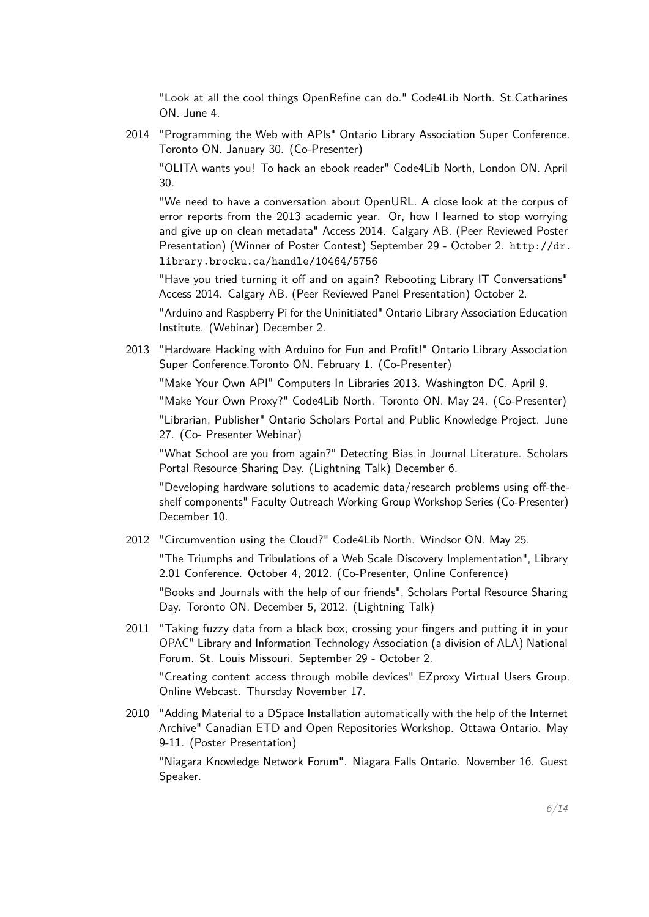"Look at all the cool things OpenRefine can do." Code4Lib North. St.Catharines ON. June 4.

2014 "Programming the Web with APIs" Ontario Library Association Super Conference. Toronto ON. January 30. (Co-Presenter)

"OLITA wants you! To hack an ebook reader" Code4Lib North, London ON. April 30.

"We need to have a conversation about OpenURL. A close look at the corpus of error reports from the 2013 academic year. Or, how I learned to stop worrying and give up on clean metadata" Access 2014. Calgary AB. (Peer Reviewed Poster Presentation) (Winner of Poster Contest) September 29 - October 2. http://dr.library.brocku.ca/handle/10464/5756

"Have you tried turning it off and on again? Rebooting Library IT Conversations" Access 2014. Calgary AB. (Peer Reviewed Panel Presentation) October 2.

"Arduino and Raspberry Pi for the Uninitiated" Ontario Library Association Education Institute. (Webinar) December 2.

2013 "Hardware Hacking with Arduino for Fun and Profit!" Ontario Library Association Super Conference.Toronto ON. February 1. (Co-Presenter)

"Make Your Own API" Computers In Libraries 2013. Washington DC. April 9.

"Make Your Own Proxy?" Code4Lib North. Toronto ON. May 24. (Co-Presenter)

"Librarian, Publisher" Ontario Scholars Portal and Public Knowledge Project. June 27. (Co- Presenter Webinar)

"What School are you from again?" Detecting Bias in Journal Literature. Scholars Portal Resource Sharing Day. (Lightning Talk) December 6.

"Developing hardware solutions to academic data/research problems using off-the-shelf components" Faculty Outreach Working Group Workshop Series (Co-Presenter) December 10.

2012 "Circumvention using the Cloud?" Code4Lib North. Windsor ON. May 25.

"The Triumphs and Tribulations of a Web Scale Discovery Implementation", Library 2.01 Conference. October 4, 2012. (Co-Presenter, Online Conference)

"Books and Journals with the help of our friends", Scholars Portal Resource Sharing Day. Toronto ON. December 5, 2012. (Lightning Talk)

2011 "Taking fuzzy data from a black box, crossing your fingers and putting it in your OPAC" Library and Information Technology Association (a division of ALA) National Forum. St. Louis Missouri. September 29 - October 2.

"Creating content access through mobile devices" EZproxy Virtual Users Group. Online Webcast. Thursday November 17.

2010 "Adding Material to a DSpace Installation automatically with the help of the Internet Archive" Canadian ETD and Open Repositories Workshop. Ottawa Ontario. May 9-11. (Poster Presentation)

"Niagara Knowledge Network Forum". Niagara Falls Ontario. November 16. Guest Speaker.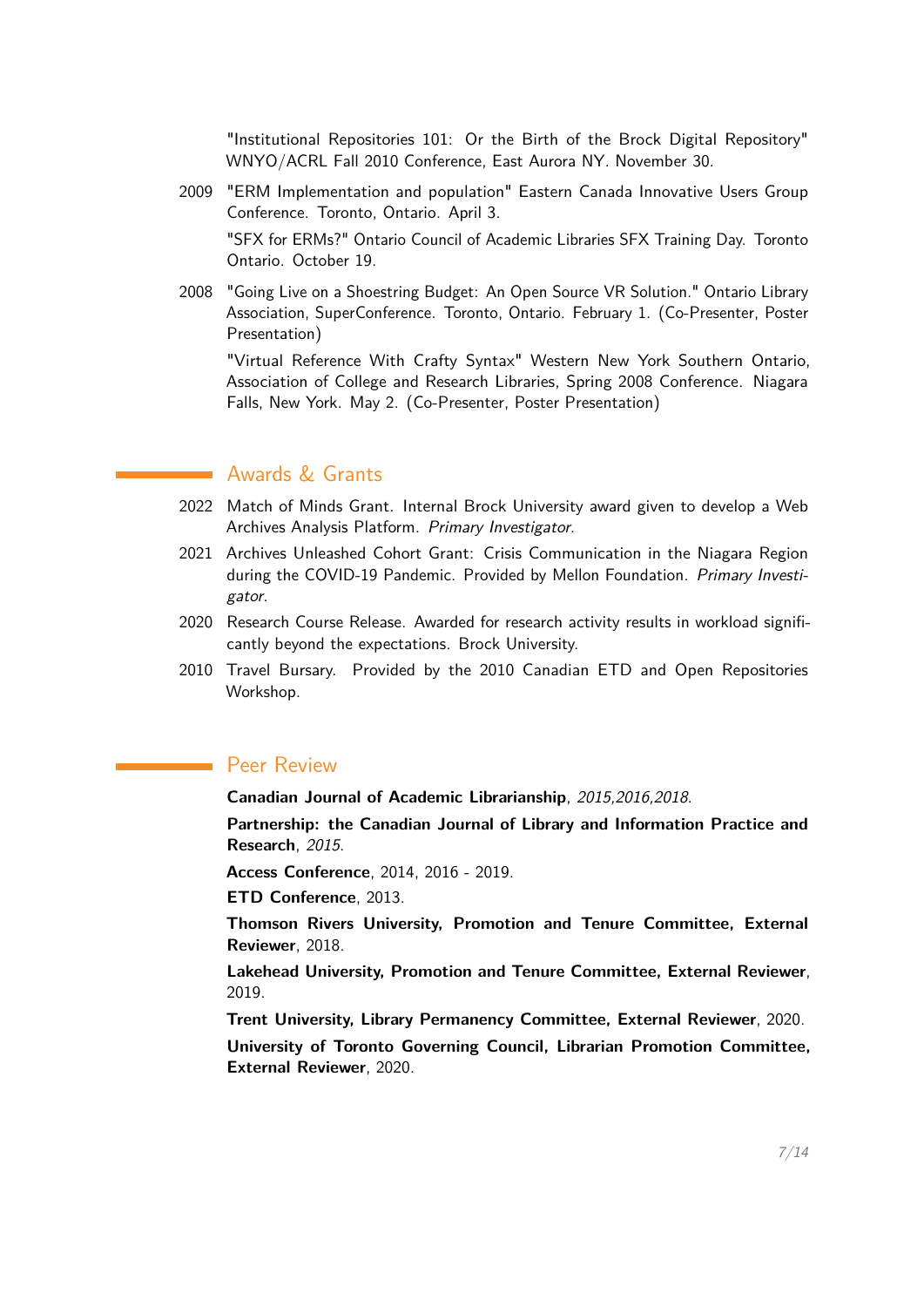"Institutional Repositories 101: Or the Birth of the Brock Digital Repository" WNYO/ACRL Fall 2010 Conference, East Aurora NY. November 30.

2009 "ERM Implementation and population" Eastern Canada Innovative Users Group Conference. Toronto, Ontario. April 3.

"SFX for ERMs?" Ontario Council of Academic Libraries SFX Training Day. Toronto Ontario. October 19.

2008 "Going Live on a Shoestring Budget: An Open Source VR Solution." Ontario Library Association, SuperConference. Toronto, Ontario. February 1. (Co-Presenter, Poster Presentation)

"Virtual Reference With Crafty Syntax" Western New York Southern Ontario, Association of College and Research Libraries, Spring 2008 Conference. Niagara Falls, New York. May 2. (Co-Presenter, Poster Presentation)

## Awards & Grants

2022 Match of Minds Grant. Internal Brock University award given to develop a Web Archives Analysis Platform. *Primary Investigator.*

2021 Archives Unleashed Cohort Grant: Crisis Communication in the Niagara Region during the COVID-19 Pandemic. Provided by Mellon Foundation. *Primary Investigator.*

2020 Research Course Release. Awarded for research activity results in workload significantly beyond the expectations. Brock University.

2010 Travel Bursary. Provided by the 2010 Canadian ETD and Open Repositories Workshop.

## Peer Review

**Canadian Journal of Academic Librarianship**, *2015,2016,2018.*

**Partnership: the Canadian Journal of Library and Information Practice and Research**, *2015.*

**Access Conference**, 2014, 2016 - 2019.

**ETD Conference**, 2013.

**Thomson Rivers University, Promotion and Tenure Committee, External Reviewer**, 2018.

**Lakehead University, Promotion and Tenure Committee, External Reviewer**, 2019.

**Trent University, Library Permanency Committee, External Reviewer**, 2020.

**University of Toronto Governing Council, Librarian Promotion Committee, External Reviewer**, 2020.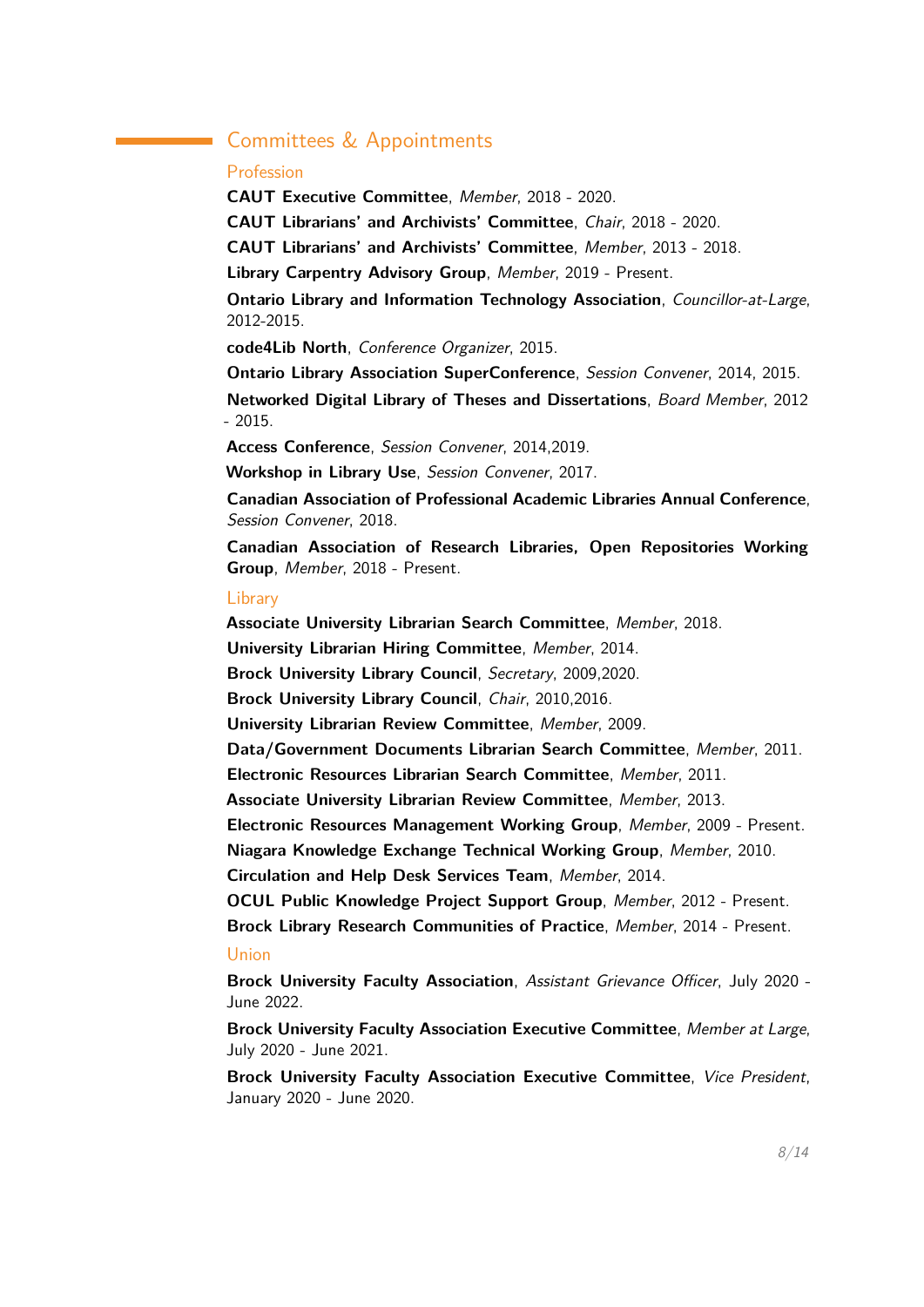## Committees & Appointments

### Profession

**CAUT Executive Committee**, *Member*, 2018 - 2020.

**CAUT Librarians' and Archivists' Committee**, *Chair*, 2018 - 2020.

**CAUT Librarians' and Archivists' Committee**, *Member*, 2013 - 2018.

**Library Carpentry Advisory Group**, *Member*, 2019 - Present.

**Ontario Library and Information Technology Association**, *Councillor-at-Large*, 2012-2015.

**code4Lib North**, *Conference Organizer*, 2015.

**Ontario Library Association SuperConference**, *Session Convener*, 2014, 2015.

**Networked Digital Library of Theses and Dissertations**, *Board Member*, 2012 - 2015.

**Access Conference**, *Session Convener*, 2014,2019.

**Workshop in Library Use**, *Session Convener*, 2017.

**Canadian Association of Professional Academic Libraries Annual Conference**, *Session Convener*, 2018.

**Canadian Association of Research Libraries, Open Repositories Working Group**, *Member*, 2018 - Present.

### Library

**Associate University Librarian Search Committee**, *Member*, 2018.

**University Librarian Hiring Committee**, *Member*, 2014.

**Brock University Library Council**, *Secretary*, 2009,2020.

**Brock University Library Council**, *Chair*, 2010,2016.

**University Librarian Review Committee**, *Member*, 2009.

**Data/Government Documents Librarian Search Committee**, *Member*, 2011.

**Electronic Resources Librarian Search Committee**, *Member*, 2011.

**Associate University Librarian Review Committee**, *Member*, 2013.

**Electronic Resources Management Working Group**, *Member*, 2009 - Present.

**Niagara Knowledge Exchange Technical Working Group**, *Member*, 2010.

**Circulation and Help Desk Services Team**, *Member*, 2014.

**OCUL Public Knowledge Project Support Group**, *Member*, 2012 - Present.

**Brock Library Research Communities of Practice**, *Member*, 2014 - Present.

### Union

**Brock University Faculty Association**, *Assistant Grievance Officer*, July 2020 - June 2022.

**Brock University Faculty Association Executive Committee**, *Member at Large*, July 2020 - June 2021.

**Brock University Faculty Association Executive Committee**, *Vice President*, January 2020 - June 2020.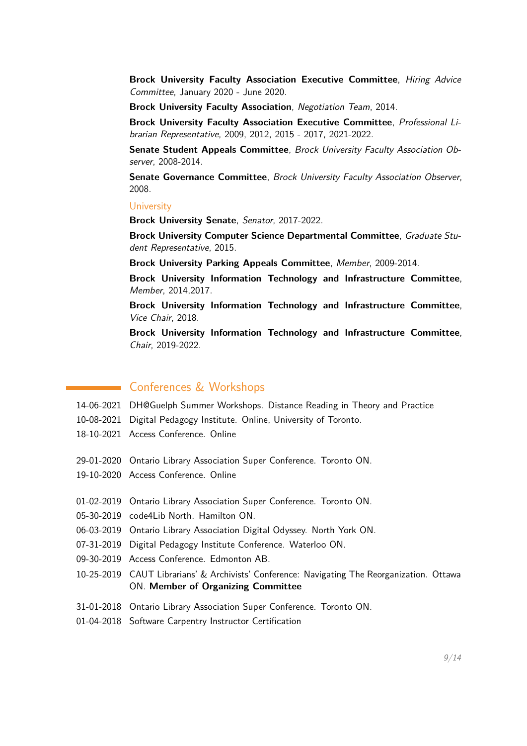**Brock University Faculty Association Executive Committee**, *Hiring Advice Committee*, January 2020 - June 2020.

**Brock University Faculty Association**, *Negotiation Team*, 2014.

**Brock University Faculty Association Executive Committee**, *Professional Librarian Representative*, 2009, 2012, 2015 - 2017, 2021-2022.

**Senate Student Appeals Committee**, *Brock University Faculty Association Observer*, 2008-2014.

**Senate Governance Committee**, *Brock University Faculty Association Observer*, 2008.

### University

**Brock University Senate**, *Senator*, 2017-2022.

**Brock University Computer Science Departmental Committee**, *Graduate Student Representative*, 2015.

**Brock University Parking Appeals Committee**, *Member*, 2009-2014.

**Brock University Information Technology and Infrastructure Committee**, *Member*, 2014,2017.

**Brock University Information Technology and Infrastructure Committee**, *Vice Chair*, 2018.

**Brock University Information Technology and Infrastructure Committee**, *Chair*, 2019-2022.

## Conferences & Workshops

14-06-2021 DH@Guelph Summer Workshops. Distance Reading in Theory and Practice

10-08-2021 Digital Pedagogy Institute. Online, University of Toronto.

18-10-2021 Access Conference. Online

29-01-2020 Ontario Library Association Super Conference. Toronto ON.

19-10-2020 Access Conference. Online

01-02-2019 Ontario Library Association Super Conference. Toronto ON.

05-30-2019 code4Lib North. Hamilton ON.

06-03-2019 Ontario Library Association Digital Odyssey. North York ON.

07-31-2019 Digital Pedagogy Institute Conference. Waterloo ON.

09-30-2019 Access Conference. Edmonton AB.

10-25-2019 CAUT Librarians' & Archivists' Conference: Navigating The Reorganization. Ottawa ON. **Member of Organizing Committee**

31-01-2018 Ontario Library Association Super Conference. Toronto ON.

01-04-2018 Software Carpentry Instructor Certification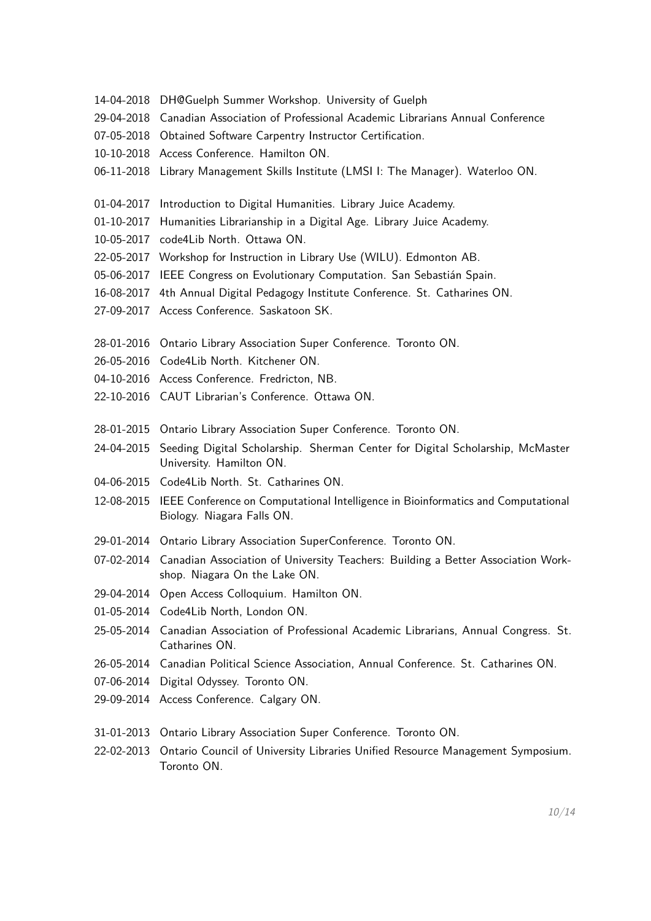14-04-2018 DH@Guelph Summer Workshop. University of Guelph

29-04-2018 Canadian Association of Professional Academic Librarians Annual Conference

07-05-2018 Obtained Software Carpentry Instructor Certification.

10-10-2018 Access Conference. Hamilton ON.

06-11-2018 Library Management Skills Institute (LMSI I: The Manager). Waterloo ON.

01-04-2017 Introduction to Digital Humanities. Library Juice Academy.

01-10-2017 Humanities Librarianship in a Digital Age. Library Juice Academy.

10-05-2017 code4Lib North. Ottawa ON.

22-05-2017 Workshop for Instruction in Library Use (WILU). Edmonton AB.

05-06-2017 IEEE Congress on Evolutionary Computation. San Sebastián Spain.

16-08-2017 4th Annual Digital Pedagogy Institute Conference. St. Catharines ON.

27-09-2017 Access Conference. Saskatoon SK.

28-01-2016 Ontario Library Association Super Conference. Toronto ON.

26-05-2016 Code4Lib North. Kitchener ON.

04-10-2016 Access Conference. Fredricton, NB.

22-10-2016 CAUT Librarian's Conference. Ottawa ON.

28-01-2015 Ontario Library Association Super Conference. Toronto ON.

24-04-2015 Seeding Digital Scholarship. Sherman Center for Digital Scholarship, McMaster University. Hamilton ON.

04-06-2015 Code4Lib North. St. Catharines ON.

12-08-2015 IEEE Conference on Computational Intelligence in Bioinformatics and Computational Biology. Niagara Falls ON.

29-01-2014 Ontario Library Association SuperConference. Toronto ON.

07-02-2014 Canadian Association of University Teachers: Building a Better Association Workshop. Niagara On the Lake ON.

29-04-2014 Open Access Colloquium. Hamilton ON.

01-05-2014 Code4Lib North, London ON.

25-05-2014 Canadian Association of Professional Academic Librarians, Annual Congress. St. Catharines ON.

26-05-2014 Canadian Political Science Association, Annual Conference. St. Catharines ON.

07-06-2014 Digital Odyssey. Toronto ON.

29-09-2014 Access Conference. Calgary ON.

31-01-2013 Ontario Library Association Super Conference. Toronto ON.

22-02-2013 Ontario Council of University Libraries Unified Resource Management Symposium. Toronto ON.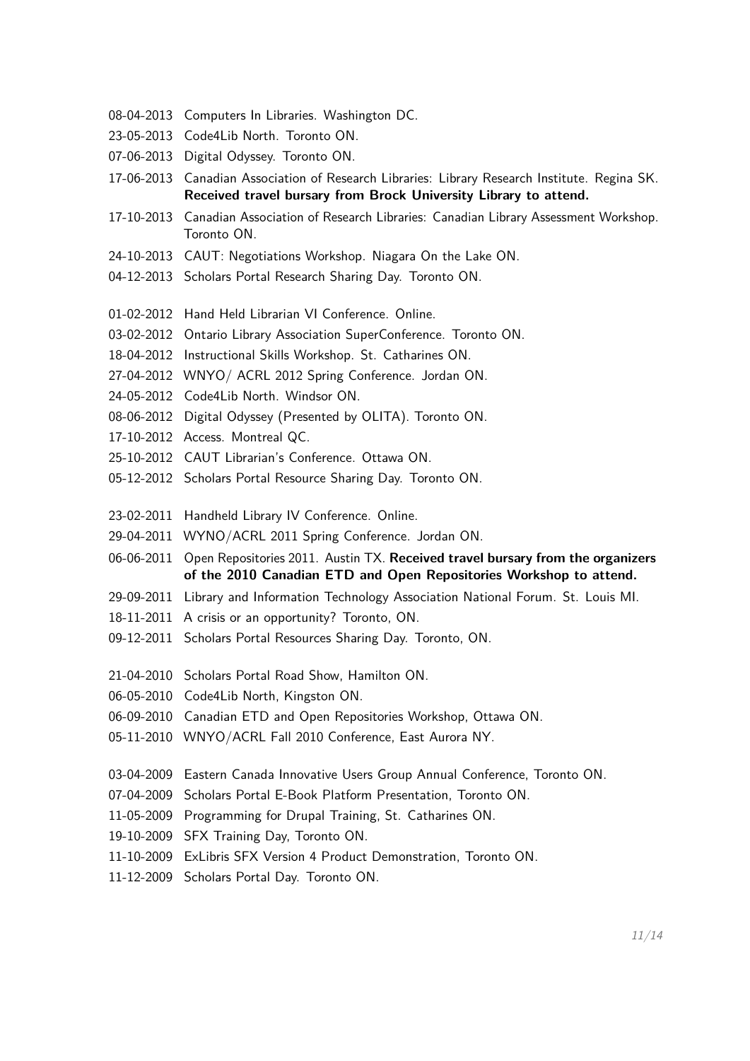08-04-2013 Computers In Libraries. Washington DC.

23-05-2013 Code4Lib North. Toronto ON.

07-06-2013 Digital Odyssey. Toronto ON.

17-06-2013 Canadian Association of Research Libraries: Library Research Institute. Regina SK. **Received travel bursary from Brock University Library to attend.**

17-10-2013 Canadian Association of Research Libraries: Canadian Library Assessment Workshop. Toronto ON.

24-10-2013 CAUT: Negotiations Workshop. Niagara On the Lake ON.

04-12-2013 Scholars Portal Research Sharing Day. Toronto ON.

01-02-2012 Hand Held Librarian VI Conference. Online.

03-02-2012 Ontario Library Association SuperConference. Toronto ON.

18-04-2012 Instructional Skills Workshop. St. Catharines ON.

27-04-2012 WNYO/ ACRL 2012 Spring Conference. Jordan ON.

24-05-2012 Code4Lib North. Windsor ON.

08-06-2012 Digital Odyssey (Presented by OLITA). Toronto ON.

17-10-2012 Access. Montreal QC.

25-10-2012 CAUT Librarian's Conference. Ottawa ON.

05-12-2012 Scholars Portal Resource Sharing Day. Toronto ON.

23-02-2011 Handheld Library IV Conference. Online.

29-04-2011 WYNO/ACRL 2011 Spring Conference. Jordan ON.

06-06-2011 Open Repositories 2011. Austin TX. **Received travel bursary from the organizers of the 2010 Canadian ETD and Open Repositories Workshop to attend.**

29-09-2011 Library and Information Technology Association National Forum. St. Louis MI.

18-11-2011 A crisis or an opportunity? Toronto, ON.

09-12-2011 Scholars Portal Resources Sharing Day. Toronto, ON.

21-04-2010 Scholars Portal Road Show, Hamilton ON.

06-05-2010 Code4Lib North, Kingston ON.

06-09-2010 Canadian ETD and Open Repositories Workshop, Ottawa ON.

05-11-2010 WNYO/ACRL Fall 2010 Conference, East Aurora NY.

03-04-2009 Eastern Canada Innovative Users Group Annual Conference, Toronto ON.

07-04-2009 Scholars Portal E-Book Platform Presentation, Toronto ON.

11-05-2009 Programming for Drupal Training, St. Catharines ON.

19-10-2009 SFX Training Day, Toronto ON.

11-10-2009 ExLibris SFX Version 4 Product Demonstration, Toronto ON.

11-12-2009 Scholars Portal Day. Toronto ON.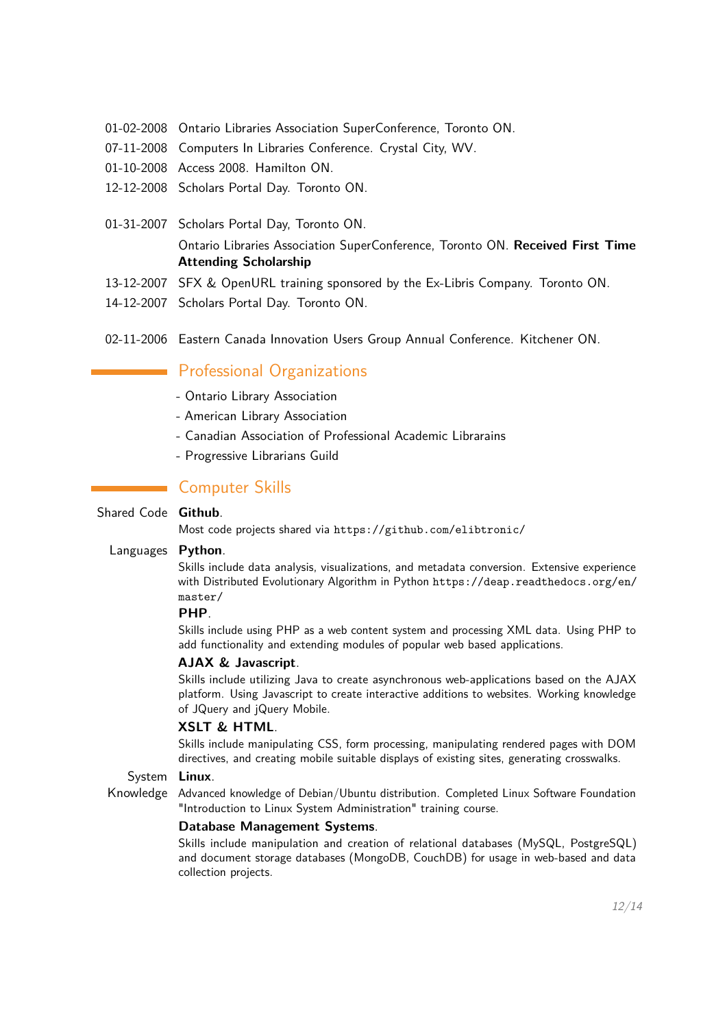01-02-2008 Ontario Libraries Association SuperConference, Toronto ON.

07-11-2008 Computers In Libraries Conference. Crystal City, WV.

01-10-2008 Access 2008. Hamilton ON.

12-12-2008 Scholars Portal Day. Toronto ON.

01-31-2007 Scholars Portal Day, Toronto ON.

Ontario Libraries Association SuperConference, Toronto ON. **Received First Time Attending Scholarship**

13-12-2007 SFX & OpenURL training sponsored by the Ex-Libris Company. Toronto ON.

14-12-2007 Scholars Portal Day. Toronto ON.

02-11-2006 Eastern Canada Innovation Users Group Annual Conference. Kitchener ON.

## Professional Organizations

- Ontario Library Association
- American Library Association
- Canadian Association of Professional Academic Librarains
- Progressive Librarians Guild

## Computer Skills

Shared Code **Github**.
Most code projects shared via `https://github.com/elibtronic/`

Languages **Python**.
Skills include data analysis, visualizations, and metadata conversion. Extensive experience with Distributed Evolutionary Algorithm in Python `https://deap.readthedocs.org/en/master/`

**PHP**.
Skills include using PHP as a web content system and processing XML data. Using PHP to add functionality and extending modules of popular web based applications.

**AJAX & Javascript**.
Skills include utilizing Java to create asynchronous web-applications based on the AJAX platform. Using Javascript to create interactive additions to websites. Working knowledge of JQuery and jQuery Mobile.

**XSLT & HTML**.
Skills include manipulating CSS, form processing, manipulating rendered pages with DOM directives, and creating mobile suitable displays of existing sites, generating crosswalks.

System Knowledge **Linux**.
Advanced knowledge of Debian/Ubuntu distribution. Completed Linux Software Foundation "Introduction to Linux System Administration" training course.

**Database Management Systems**.
Skills include manipulation and creation of relational databases (MySQL, PostgreSQL) and document storage databases (MongoDB, CouchDB) for usage in web-based and data collection projects.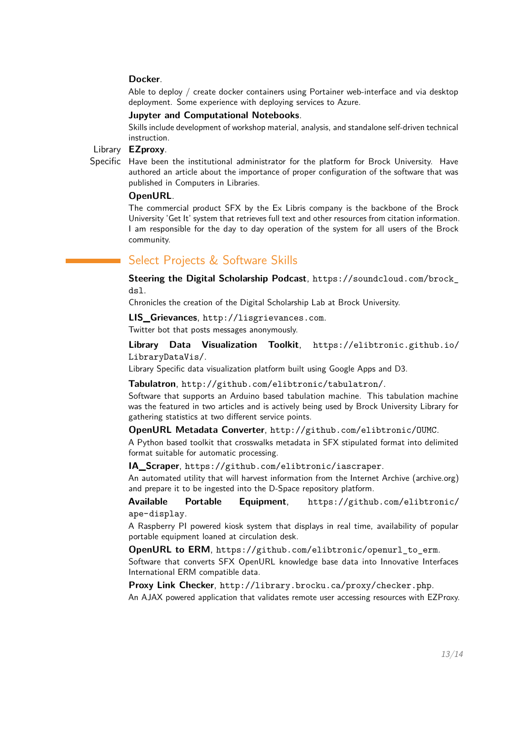**Docker**.

Able to deploy / create docker containers using Portainer web-interface and via desktop deployment. Some experience with deploying services to Azure.

**Jupyter and Computational Notebooks**.

Skills include development of workshop material, analysis, and standalone self-driven technical instruction.

Library Specific

**EZproxy**.

Have been the institutional administrator for the platform for Brock University. Have authored an article about the importance of proper configuration of the software that was published in Computers in Libraries.

**OpenURL**.

The commercial product SFX by the Ex Libris company is the backbone of the Brock University 'Get It' system that retrieves full text and other resources from citation information. I am responsible for the day to day operation of the system for all users of the Brock community.

## Select Projects & Software Skills

**Steering the Digital Scholarship Podcast**, https://soundcloud.com/brock_dsl.

Chronicles the creation of the Digital Scholarship Lab at Brock University.

**LIS_Grievances**, http://lisgrievances.com.

Twitter bot that posts messages anonymously.

**Library Data Visualization Toolkit**, https://elibtronic.github.io/LibraryDataVis/.

Library Specific data visualization platform built using Google Apps and D3.

**Tabulatron**, http://github.com/elibtronic/tabulatron/.

Software that supports an Arduino based tabulation machine. This tabulation machine was the featured in two articles and is actively being used by Brock University Library for gathering statistics at two different service points.

**OpenURL Metadata Converter**, http://github.com/elibtronic/OUMC.

A Python based toolkit that crosswalks metadata in SFX stipulated format into delimited format suitable for automatic processing.

**IA_Scraper**, https://github.com/elibtronic/iascraper.

An automated utility that will harvest information from the Internet Archive (archive.org) and prepare it to be ingested into the D-Space repository platform.

**Available Portable Equipment**, https://github.com/elibtronic/ape-display.

A Raspberry PI powered kiosk system that displays in real time, availability of popular portable equipment loaned at circulation desk.

**OpenURL to ERM**, https://github.com/elibtronic/openurl_to_erm.

Software that converts SFX OpenURL knowledge base data into Innovative Interfaces International ERM compatible data.

**Proxy Link Checker**, http://library.brocku.ca/proxy/checker.php.

An AJAX powered application that validates remote user accessing resources with EZProxy.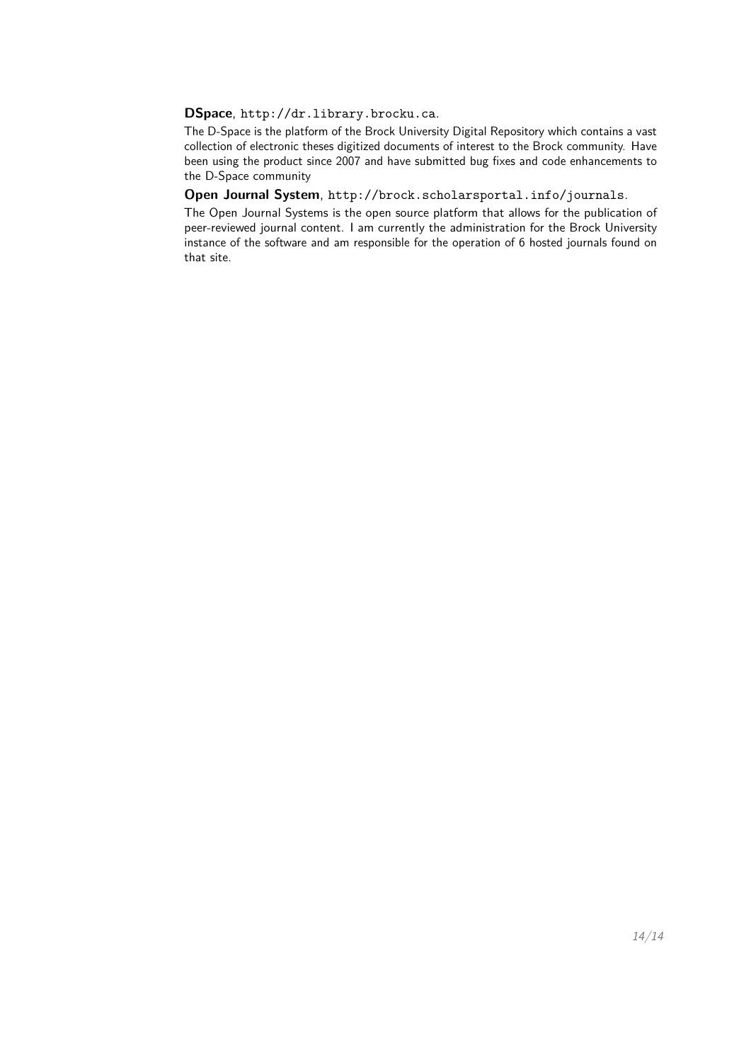**DSpace**, `http://dr.library.brocku.ca`.

The D-Space is the platform of the Brock University Digital Repository which contains a vast collection of electronic theses digitized documents of interest to the Brock community. Have been using the product since 2007 and have submitted bug fixes and code enhancements to the D-Space community

**Open Journal System**, `http://brock.scholarsportal.info/journals`.

The Open Journal Systems is the open source platform that allows for the publication of peer-reviewed journal content. I am currently the administration for the Brock University instance of the software and am responsible for the operation of 6 hosted journals found on that site.